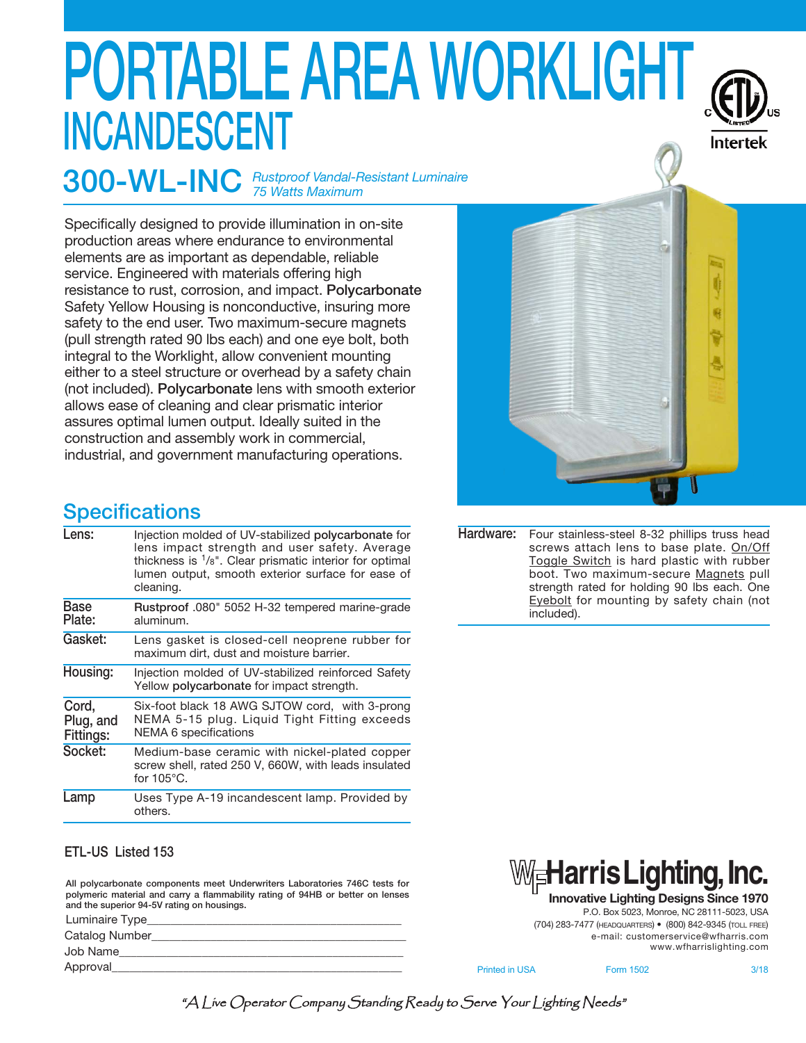# PORTABLE AREA WORKLIGHT

## INCANDESCENT

## 300-WL-INC

*Rustproof Vandal-Resistant Luminaire*
*75 Watts Maximum*

Specifically designed to provide illumination in on-site production areas where endurance to environmental elements are as important as dependable, reliable service. Engineered with materials offering high resistance to rust, corrosion, and impact. **Polycarbonate** Safety Yellow Housing is nonconductive, insuring more safety to the end user. Two maximum-secure magnets (pull strength rated 90 lbs each) and one eye bolt, both integral to the Worklight, allow convenient mounting either to a steel structure or overhead by a safety chain (not included). **Polycarbonate** lens with smooth exterior allows ease of cleaning and clear prismatic interior assures optimal lumen output. Ideally suited in the construction and assembly work in commercial, industrial, and government manufacturing operations.

## Specifications

| | |
|---|---|
| **Lens:** | Injection molded of UV-stabilized **polycarbonate** for lens impact strength and user safety. Average thickness is 1/8". Clear prismatic interior for optimal lumen output, smooth exterior surface for ease of cleaning. |
| **Base Plate:** | **Rustproof** .080" 5052 H-32 tempered marine-grade aluminum. |
| **Gasket:** | Lens gasket is closed-cell neoprene rubber for maximum dirt, dust and moisture barrier. |
| **Housing:** | Injection molded of UV-stabilized reinforced Safety Yellow **polycarbonate** for impact strength. |
| **Cord, Plug, and Fittings:** | Six-foot black 18 AWG SJTOW cord, with 3-prong NEMA 5-15 plug. Liquid Tight Fitting exceeds NEMA 6 specifications |
| **Socket:** | Medium-base ceramic with nickel-plated copper screw shell, rated 250 V, 660W, with leads insulated for 105°C. |
| **Lamp** | Uses Type A-19 incandescent lamp. Provided by others. |
| **Hardware:** | Four stainless-steel 8-32 phillips truss head screws attach lens to base plate. On/Off Toggle Switch is hard plastic with rubber boot. Two maximum-secure Magnets pull strength rated for holding 90 lbs each. One Eyebolt for mounting by safety chain (not included). |

**ETL-US Listed 153**

**All polycarbonate components meet Underwriters Laboratories 746C tests for polymeric material and carry a flammability rating of 94HB or better on lenses and the superior 94-5V rating on housings.**

Luminaire Type\_\_\_\_\_\_\_\_\_\_\_\_\_\_\_\_\_\_\_\_\_\_\_\_\_\_\_\_\_\_\_\_\_\_\_\_\_\_\_\_

Catalog Number\_\_\_\_\_\_\_\_\_\_\_\_\_\_\_\_\_\_\_\_\_\_\_\_\_\_\_\_\_\_\_\_\_\_\_\_\_\_\_\_

Job Name\_\_\_\_\_\_\_\_\_\_\_\_\_\_\_\_\_\_\_\_\_\_\_\_\_\_\_\_\_\_\_\_\_\_\_\_\_\_\_\_\_\_\_\_

Approval\_\_\_\_\_\_\_\_\_\_\_\_\_\_\_\_\_\_\_\_\_\_\_\_\_\_\_\_\_\_\_\_\_\_\_\_\_\_\_\_\_\_\_\_

**WF Harris Lighting, Inc.**
**Innovative Lighting Designs Since 1970**
P.O. Box 5023, Monroe, NC 28111-5023, USA
(704) 283-7477 (HEADQUARTERS) • (800) 842-9345 (TOLL FREE)
e-mail: customerservice@wfharris.com
www.wfharrislighting.com

Printed in USA    Form 1502    3/18

*"A Live Operator Company Standing Ready to Serve Your Lighting Needs"*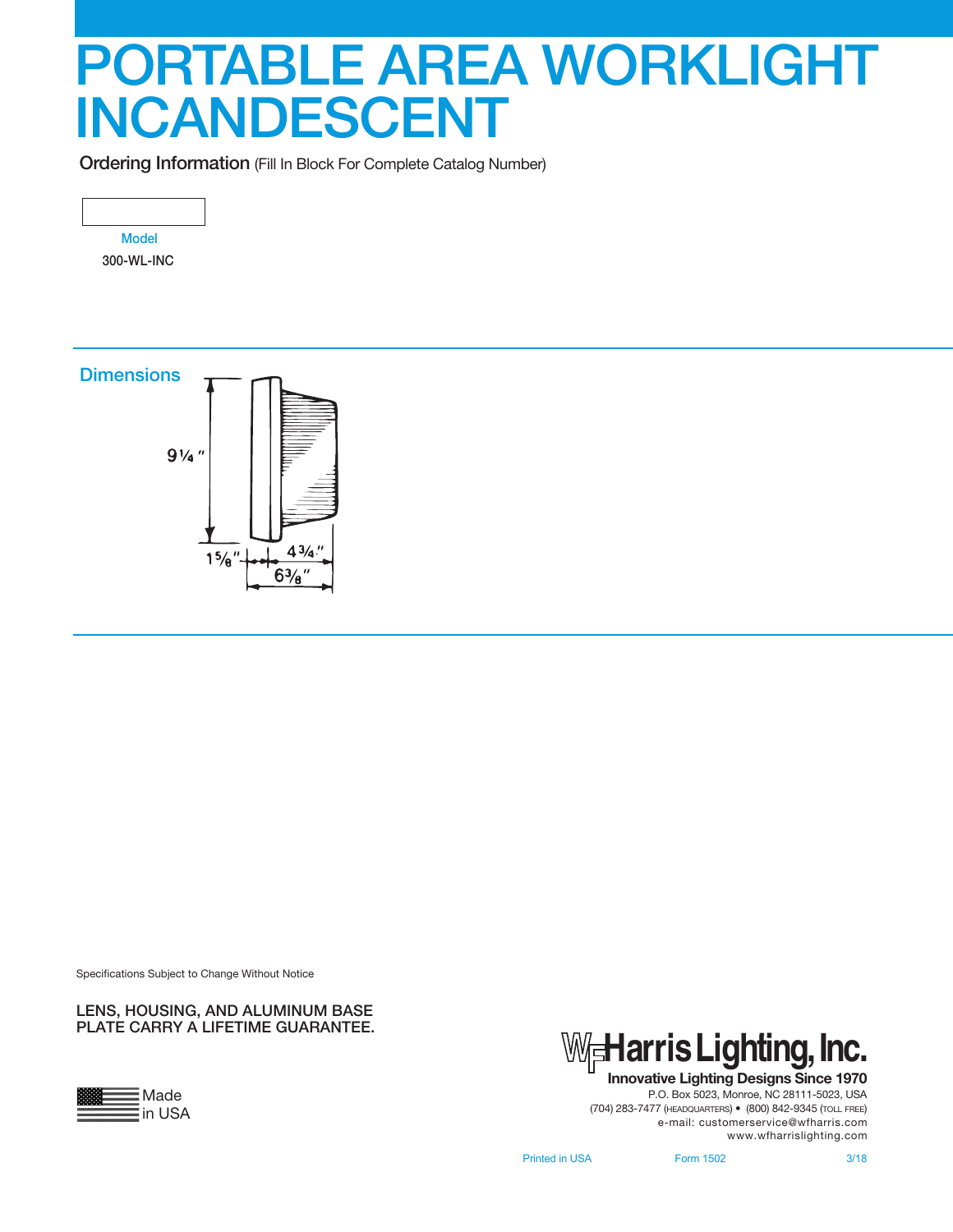# PORTABLE AREA WORKLIGHT INCANDESCENT

**Ordering Information** (Fill In Block For Complete Catalog Number)

Model

300-WL-INC

## Dimensions

9¼"

1⅝"

4¾"

6⅜"

Specifications Subject to Change Without Notice

**LENS, HOUSING, AND ALUMINUM BASE PLATE CARRY A LIFETIME GUARANTEE.**

Made in USA

**WF Harris Lighting, Inc.**

**Innovative Lighting Designs Since 1970**

P.O. Box 5023, Monroe, NC 28111-5023, USA

(704) 283-7477 (HEADQUARTERS) • (800) 842-9345 (TOLL FREE)

e-mail: customerservice@wfharris.com

www.wfharrislighting.com

Printed in USA Form 1502 3/18